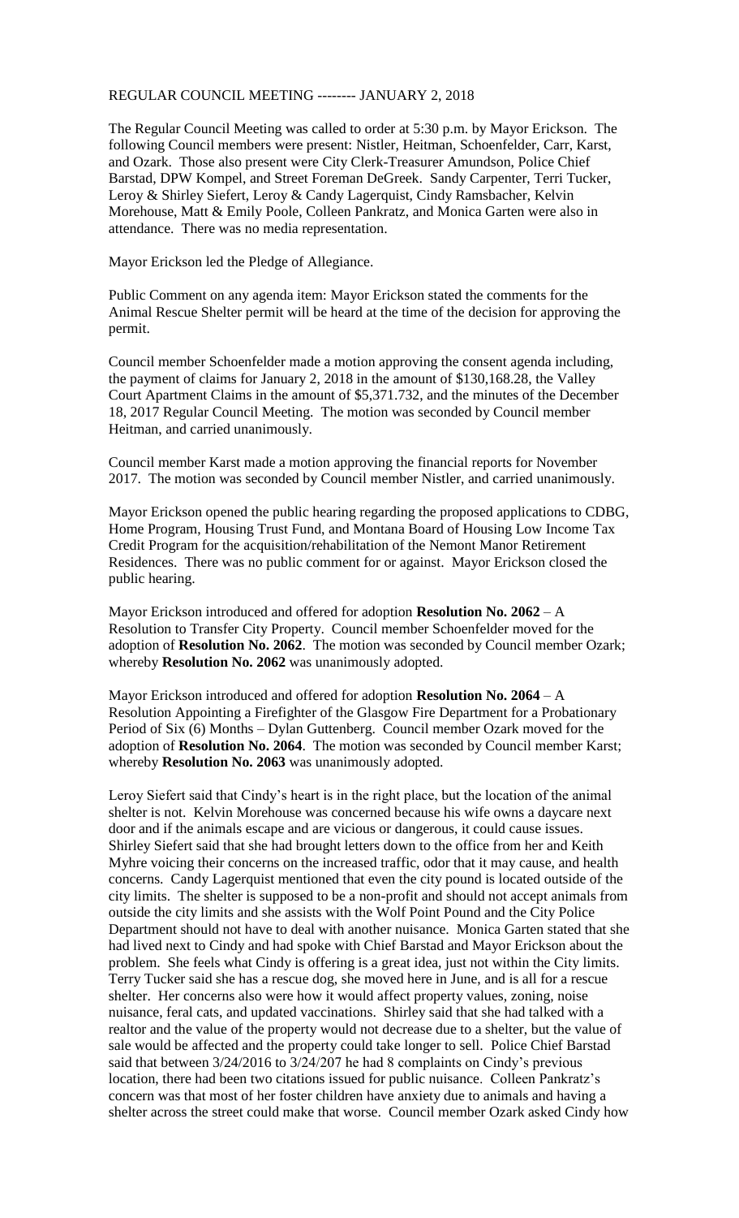REGULAR COUNCIL MEETING -------- JANUARY 2, 2018

The Regular Council Meeting was called to order at 5:30 p.m. by Mayor Erickson. The following Council members were present: Nistler, Heitman, Schoenfelder, Carr, Karst, and Ozark. Those also present were City Clerk-Treasurer Amundson, Police Chief Barstad, DPW Kompel, and Street Foreman DeGreek. Sandy Carpenter, Terri Tucker, Leroy & Shirley Siefert, Leroy & Candy Lagerquist, Cindy Ramsbacher, Kelvin Morehouse, Matt & Emily Poole, Colleen Pankratz, and Monica Garten were also in attendance. There was no media representation.

Mayor Erickson led the Pledge of Allegiance.

Public Comment on any agenda item: Mayor Erickson stated the comments for the Animal Rescue Shelter permit will be heard at the time of the decision for approving the permit.

Council member Schoenfelder made a motion approving the consent agenda including, the payment of claims for January 2, 2018 in the amount of $130,168.28, the Valley Court Apartment Claims in the amount of $5,371.732, and the minutes of the December 18, 2017 Regular Council Meeting. The motion was seconded by Council member Heitman, and carried unanimously.

Council member Karst made a motion approving the financial reports for November 2017. The motion was seconded by Council member Nistler, and carried unanimously.

Mayor Erickson opened the public hearing regarding the proposed applications to CDBG, Home Program, Housing Trust Fund, and Montana Board of Housing Low Income Tax Credit Program for the acquisition/rehabilitation of the Nemont Manor Retirement Residences. There was no public comment for or against. Mayor Erickson closed the public hearing.

Mayor Erickson introduced and offered for adoption **Resolution No. 2062** – A Resolution to Transfer City Property. Council member Schoenfelder moved for the adoption of **Resolution No. 2062**. The motion was seconded by Council member Ozark; whereby **Resolution No. 2062** was unanimously adopted.

Mayor Erickson introduced and offered for adoption **Resolution No. 2064** – A Resolution Appointing a Firefighter of the Glasgow Fire Department for a Probationary Period of Six (6) Months – Dylan Guttenberg. Council member Ozark moved for the adoption of **Resolution No. 2064**. The motion was seconded by Council member Karst; whereby **Resolution No. 2063** was unanimously adopted.

Leroy Siefert said that Cindy's heart is in the right place, but the location of the animal shelter is not. Kelvin Morehouse was concerned because his wife owns a daycare next door and if the animals escape and are vicious or dangerous, it could cause issues. Shirley Siefert said that she had brought letters down to the office from her and Keith Myhre voicing their concerns on the increased traffic, odor that it may cause, and health concerns. Candy Lagerquist mentioned that even the city pound is located outside of the city limits. The shelter is supposed to be a non-profit and should not accept animals from outside the city limits and she assists with the Wolf Point Pound and the City Police Department should not have to deal with another nuisance. Monica Garten stated that she had lived next to Cindy and had spoke with Chief Barstad and Mayor Erickson about the problem. She feels what Cindy is offering is a great idea, just not within the City limits. Terry Tucker said she has a rescue dog, she moved here in June, and is all for a rescue shelter. Her concerns also were how it would affect property values, zoning, noise nuisance, feral cats, and updated vaccinations. Shirley said that she had talked with a realtor and the value of the property would not decrease due to a shelter, but the value of sale would be affected and the property could take longer to sell. Police Chief Barstad said that between 3/24/2016 to 3/24/207 he had 8 complaints on Cindy's previous location, there had been two citations issued for public nuisance. Colleen Pankratz's concern was that most of her foster children have anxiety due to animals and having a shelter across the street could make that worse. Council member Ozark asked Cindy how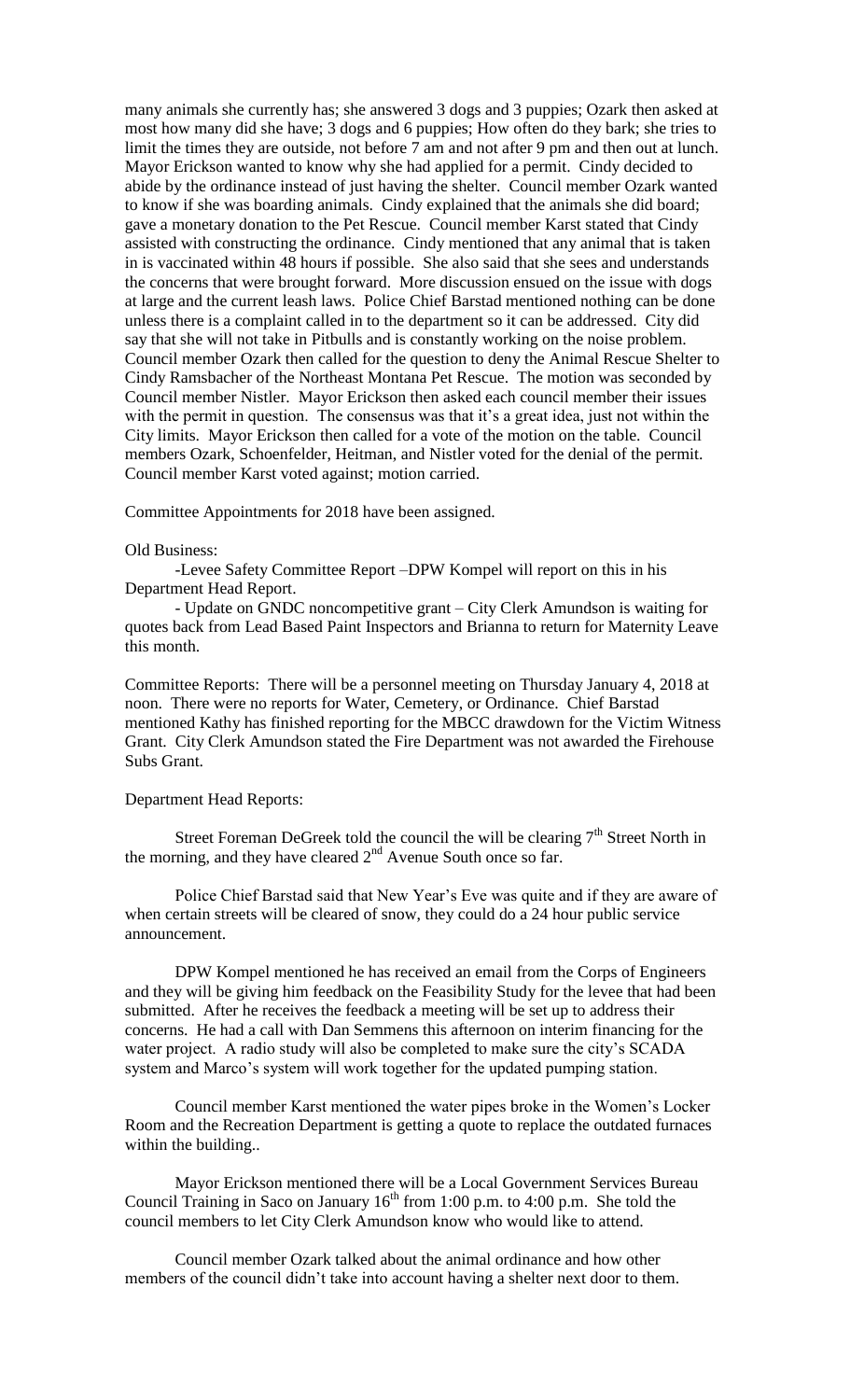many animals she currently has; she answered 3 dogs and 3 puppies; Ozark then asked at most how many did she have; 3 dogs and 6 puppies; How often do they bark; she tries to limit the times they are outside, not before 7 am and not after 9 pm and then out at lunch. Mayor Erickson wanted to know why she had applied for a permit. Cindy decided to abide by the ordinance instead of just having the shelter. Council member Ozark wanted to know if she was boarding animals. Cindy explained that the animals she did board; gave a monetary donation to the Pet Rescue. Council member Karst stated that Cindy assisted with constructing the ordinance. Cindy mentioned that any animal that is taken in is vaccinated within 48 hours if possible. She also said that she sees and understands the concerns that were brought forward. More discussion ensued on the issue with dogs at large and the current leash laws. Police Chief Barstad mentioned nothing can be done unless there is a complaint called in to the department so it can be addressed. City did say that she will not take in Pitbulls and is constantly working on the noise problem. Council member Ozark then called for the question to deny the Animal Rescue Shelter to Cindy Ramsbacher of the Northeast Montana Pet Rescue. The motion was seconded by Council member Nistler. Mayor Erickson then asked each council member their issues with the permit in question. The consensus was that it's a great idea, just not within the City limits. Mayor Erickson then called for a vote of the motion on the table. Council members Ozark, Schoenfelder, Heitman, and Nistler voted for the denial of the permit. Council member Karst voted against; motion carried.

Committee Appointments for 2018 have been assigned.

Old Business:

-Levee Safety Committee Report –DPW Kompel will report on this in his Department Head Report.

- Update on GNDC noncompetitive grant – City Clerk Amundson is waiting for quotes back from Lead Based Paint Inspectors and Brianna to return for Maternity Leave this month.

Committee Reports: There will be a personnel meeting on Thursday January 4, 2018 at noon. There were no reports for Water, Cemetery, or Ordinance. Chief Barstad mentioned Kathy has finished reporting for the MBCC drawdown for the Victim Witness Grant. City Clerk Amundson stated the Fire Department was not awarded the Firehouse Subs Grant.

Department Head Reports:

Street Foreman DeGreek told the council the will be clearing 7th Street North in the morning, and they have cleared 2nd Avenue South once so far.

Police Chief Barstad said that New Year's Eve was quite and if they are aware of when certain streets will be cleared of snow, they could do a 24 hour public service announcement.

DPW Kompel mentioned he has received an email from the Corps of Engineers and they will be giving him feedback on the Feasibility Study for the levee that had been submitted. After he receives the feedback a meeting will be set up to address their concerns. He had a call with Dan Semmens this afternoon on interim financing for the water project. A radio study will also be completed to make sure the city's SCADA system and Marco's system will work together for the updated pumping station.

Council member Karst mentioned the water pipes broke in the Women's Locker Room and the Recreation Department is getting a quote to replace the outdated furnaces within the building..

Mayor Erickson mentioned there will be a Local Government Services Bureau Council Training in Saco on January 16th from 1:00 p.m. to 4:00 p.m. She told the council members to let City Clerk Amundson know who would like to attend.

Council member Ozark talked about the animal ordinance and how other members of the council didn't take into account having a shelter next door to them.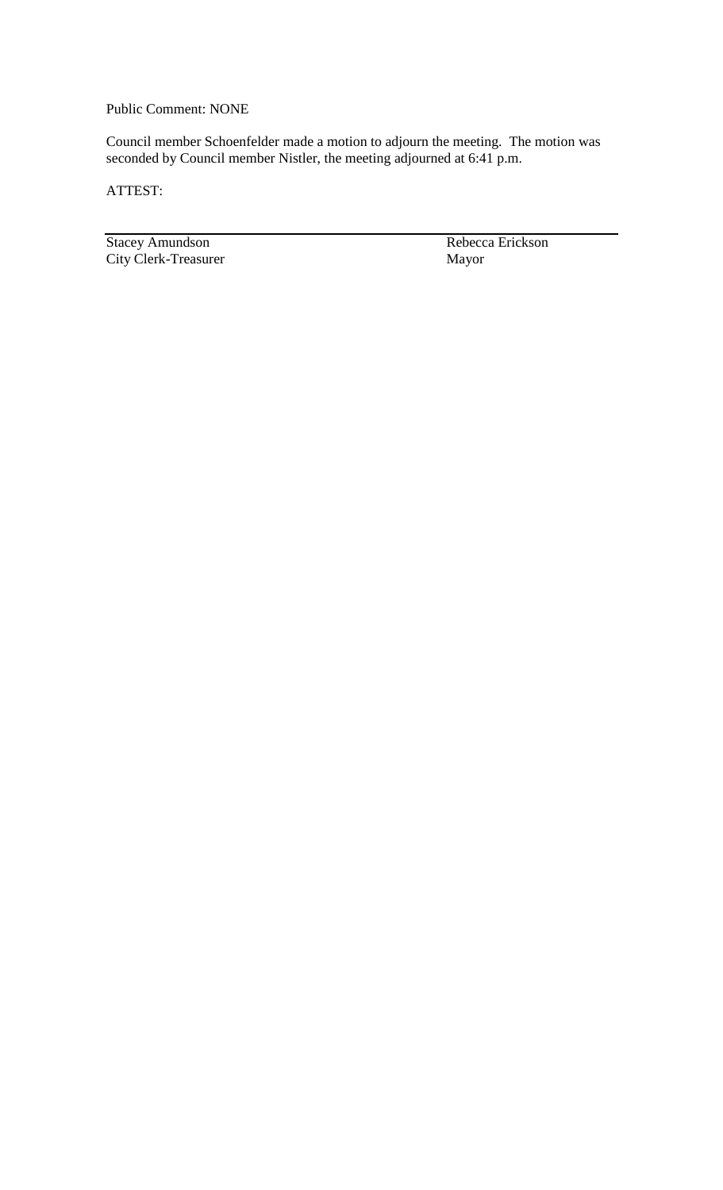Public Comment: NONE

Council member Schoenfelder made a motion to adjourn the meeting. The motion was seconded by Council member Nistler, the meeting adjourned at 6:41 p.m.

ATTEST:

| | |
|---|---|
| Stacey Amundson | Rebecca Erickson |
| City Clerk-Treasurer | Mayor |